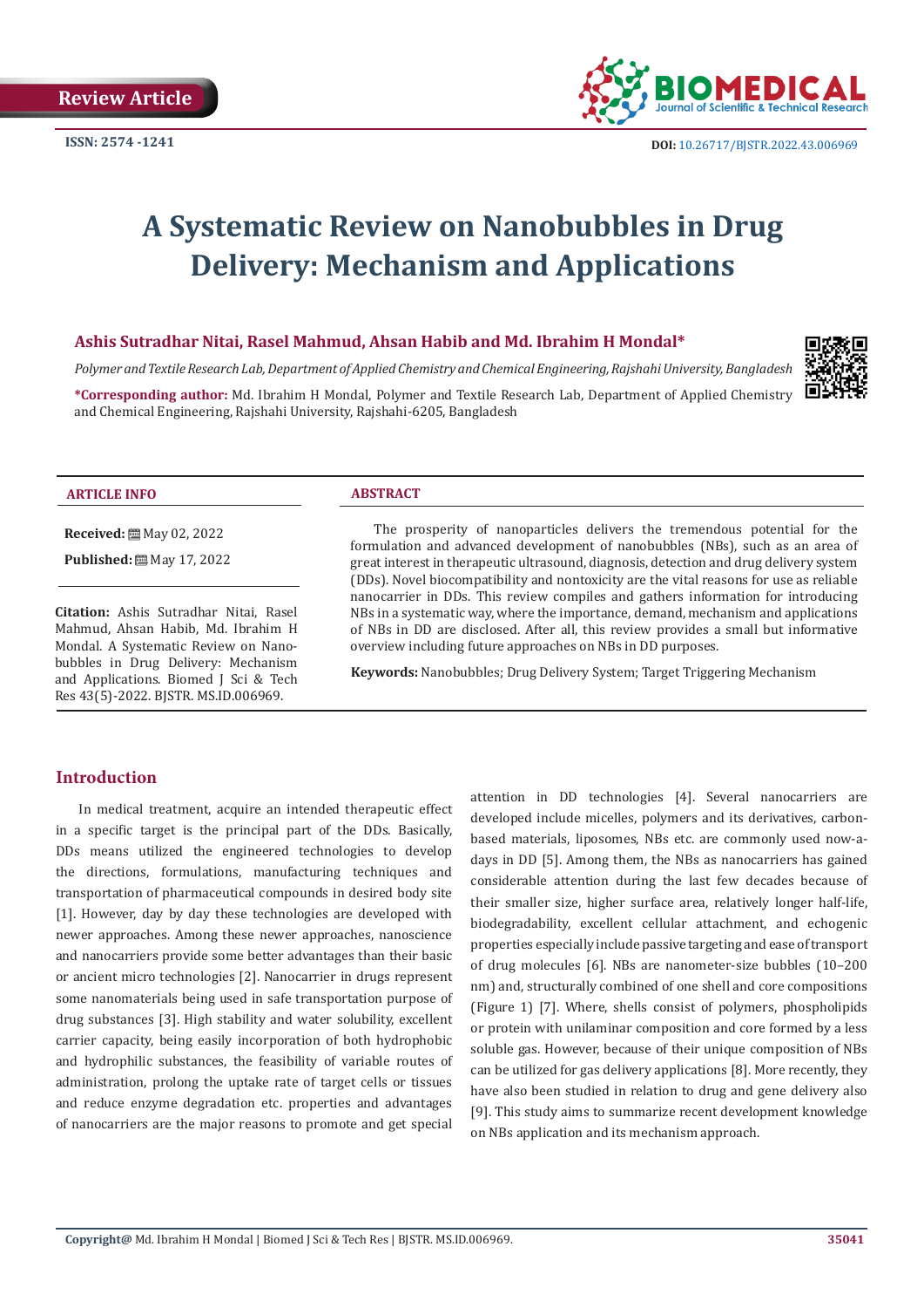Review Article

ISSN: 2574 -1241

DOI: 10.26717/BJSTR.2022.43.006969

# A Systematic Review on Nanobubbles in Drug Delivery: Mechanism and Applications

**Ashis Sutradhar Nitai, Rasel Mahmud, Ahsan Habib and Md. Ibrahim H Mondal***

*Polymer and Textile Research Lab, Department of Applied Chemistry and Chemical Engineering, Rajshahi University, Bangladesh*

***Corresponding author:** Md. Ibrahim H Mondal, Polymer and Textile Research Lab, Department of Applied Chemistry and Chemical Engineering, Rajshahi University, Rajshahi-6205, Bangladesh

**ARTICLE INFO**

**Received:** May 02, 2022

**Published:** May 17, 2022

**Citation:** Ashis Sutradhar Nitai, Rasel Mahmud, Ahsan Habib, Md. Ibrahim H Mondal. A Systematic Review on Nanobubbles in Drug Delivery: Mechanism and Applications. Biomed J Sci & Tech Res 43(5)-2022. BJSTR. MS.ID.006969.

**ABSTRACT**

The prosperity of nanoparticles delivers the tremendous potential for the formulation and advanced development of nanobubbles (NBs), such as an area of great interest in therapeutic ultrasound, diagnosis, detection and drug delivery system (DDs). Novel biocompatibility and nontoxicity are the vital reasons for use as reliable nanocarrier in DDs. This review compiles and gathers information for introducing NBs in a systematic way, where the importance, demand, mechanism and applications of NBs in DD are disclosed. After all, this review provides a small but informative overview including future approaches on NBs in DD purposes.

**Keywords:** Nanobubbles; Drug Delivery System; Target Triggering Mechanism

## Introduction

In medical treatment, acquire an intended therapeutic effect in a specific target is the principal part of the DDs. Basically, DDs means utilized the engineered technologies to develop the directions, formulations, manufacturing techniques and transportation of pharmaceutical compounds in desired body site [1]. However, day by day these technologies are developed with newer approaches. Among these newer approaches, nanoscience and nanocarriers provide some better advantages than their basic or ancient micro technologies [2]. Nanocarrier in drugs represent some nanomaterials being used in safe transportation purpose of drug substances [3]. High stability and water solubility, excellent carrier capacity, being easily incorporation of both hydrophobic and hydrophilic substances, the feasibility of variable routes of administration, prolong the uptake rate of target cells or tissues and reduce enzyme degradation etc. properties and advantages of nanocarriers are the major reasons to promote and get special attention in DD technologies [4]. Several nanocarriers are developed include micelles, polymers and its derivatives, carbon-based materials, liposomes, NBs etc. are commonly used now-a-days in DD [5]. Among them, the NBs as nanocarriers has gained considerable attention during the last few decades because of their smaller size, higher surface area, relatively longer half-life, biodegradability, excellent cellular attachment, and echogenic properties especially include passive targeting and ease of transport of drug molecules [6]. NBs are nanometer-size bubbles (10–200 nm) and, structurally combined of one shell and core compositions (Figure 1) [7]. Where, shells consist of polymers, phospholipids or protein with unilaminar composition and core formed by a less soluble gas. However, because of their unique composition of NBs can be utilized for gas delivery applications [8]. More recently, they have also been studied in relation to drug and gene delivery also [9]. This study aims to summarize recent development knowledge on NBs application and its mechanism approach.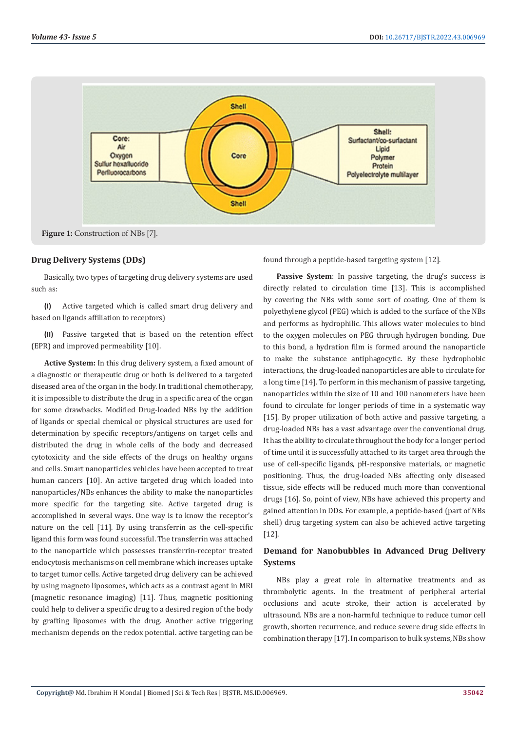Figure 1: Construction of NBs [7].

## Drug Delivery Systems (DDs)

Basically, two types of targeting drug delivery systems are used such as:

**(I)** Active targeted which is called smart drug delivery and based on ligands affiliation to receptors)

**(II)** Passive targeted that is based on the retention effect (EPR) and improved permeability [10].

**Active System:** In this drug delivery system, a fixed amount of a diagnostic or therapeutic drug or both is delivered to a targeted diseased area of the organ in the body. In traditional chemotherapy, it is impossible to distribute the drug in a specific area of the organ for some drawbacks. Modified Drug-loaded NBs by the addition of ligands or special chemical or physical structures are used for determination by specific receptors/antigens on target cells and distributed the drug in whole cells of the body and decreased cytotoxicity and the side effects of the drugs on healthy organs and cells. Smart nanoparticles vehicles have been accepted to treat human cancers [10]. An active targeted drug which loaded into nanoparticles/NBs enhances the ability to make the nanoparticles more specific for the targeting site. Active targeted drug is accomplished in several ways. One way is to know the receptor's nature on the cell [11]. By using transferrin as the cell-specific ligand this form was found successful. The transferrin was attached to the nanoparticle which possesses transferrin-receptor treated endocytosis mechanisms on cell membrane which increases uptake to target tumor cells. Active targeted drug delivery can be achieved by using magneto liposomes, which acts as a contrast agent in MRI (magnetic resonance imaging) [11]. Thus, magnetic positioning could help to deliver a specific drug to a desired region of the body by grafting liposomes with the drug. Another active triggering mechanism depends on the redox potential. active targeting can be found through a peptide-based targeting system [12].

**Passive System**: In passive targeting, the drug's success is directly related to circulation time [13]. This is accomplished by covering the NBs with some sort of coating. One of them is polyethylene glycol (PEG) which is added to the surface of the NBs and performs as hydrophilic. This allows water molecules to bind to the oxygen molecules on PEG through hydrogen bonding. Due to this bond, a hydration film is formed around the nanoparticle to make the substance antiphagocytic. By these hydrophobic interactions, the drug-loaded nanoparticles are able to circulate for a long time [14]. To perform in this mechanism of passive targeting, nanoparticles within the size of 10 and 100 nanometers have been found to circulate for longer periods of time in a systematic way [15]. By proper utilization of both active and passive targeting, a drug-loaded NBs has a vast advantage over the conventional drug. It has the ability to circulate throughout the body for a longer period of time until it is successfully attached to its target area through the use of cell-specific ligands, pH-responsive materials, or magnetic positioning. Thus, the drug-loaded NBs affecting only diseased tissue, side effects will be reduced much more than conventional drugs [16]. So, point of view, NBs have achieved this property and gained attention in DDs. For example, a peptide-based (part of NBs shell) drug targeting system can also be achieved active targeting [12].

## Demand for Nanobubbles in Advanced Drug Delivery Systems

NBs play a great role in alternative treatments and as thrombolytic agents. In the treatment of peripheral arterial occlusions and acute stroke, their action is accelerated by ultrasound. NBs are a non-harmful technique to reduce tumor cell growth, shorten recurrence, and reduce severe drug side effects in combination therapy [17]. In comparison to bulk systems, NBs show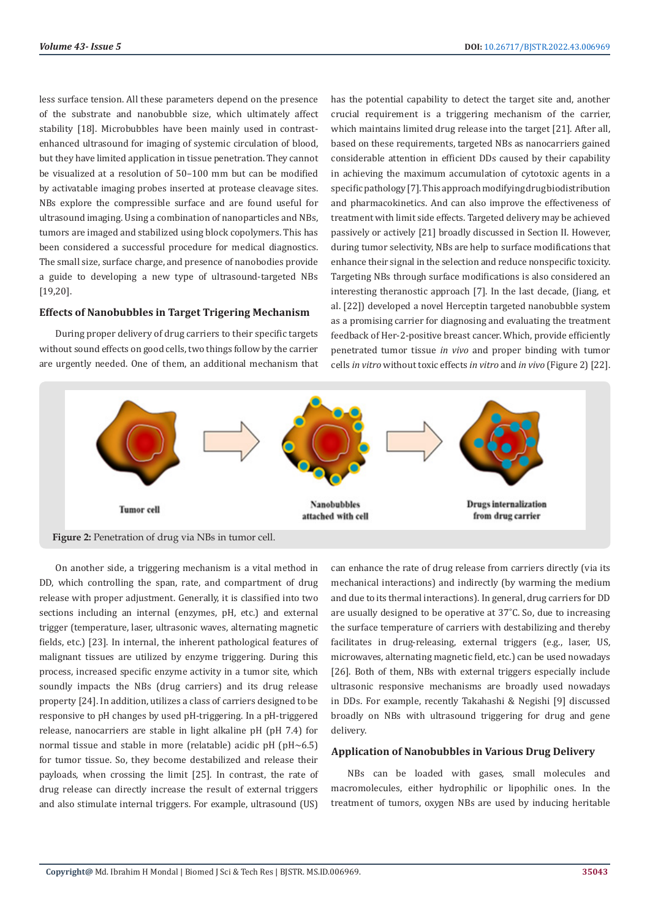less surface tension. All these parameters depend on the presence of the substrate and nanobubble size, which ultimately affect stability [18]. Microbubbles have been mainly used in contrast-enhanced ultrasound for imaging of systemic circulation of blood, but they have limited application in tissue penetration. They cannot be visualized at a resolution of 50–100 mm but can be modified by activatable imaging probes inserted at protease cleavage sites. NBs explore the compressible surface and are found useful for ultrasound imaging. Using a combination of nanoparticles and NBs, tumors are imaged and stabilized using block copolymers. This has been considered a successful procedure for medical diagnostics. The small size, surface charge, and presence of nanobodies provide a guide to developing a new type of ultrasound-targeted NBs [19,20].

## Effects of Nanobubbles in Target Trigering Mechanism

During proper delivery of drug carriers to their specific targets without sound effects on good cells, two things follow by the carrier are urgently needed. One of them, an additional mechanism that has the potential capability to detect the target site and, another crucial requirement is a triggering mechanism of the carrier, which maintains limited drug release into the target [21]. After all, based on these requirements, targeted NBs as nanocarriers gained considerable attention in efficient DDs caused by their capability in achieving the maximum accumulation of cytotoxic agents in a specific pathology [7]. This approach modifying drug biodistribution and pharmacokinetics. And can also improve the effectiveness of treatment with limit side effects. Targeted delivery may be achieved passively or actively [21] broadly discussed in Section II. However, during tumor selectivity, NBs are help to surface modifications that enhance their signal in the selection and reduce nonspecific toxicity. Targeting NBs through surface modifications is also considered an interesting theranostic approach [7]. In the last decade, (Jiang, et al. [22]) developed a novel Herceptin targeted nanobubble system as a promising carrier for diagnosing and evaluating the treatment feedback of Her-2-positive breast cancer. Which, provide efficiently penetrated tumor tissue *in vivo* and proper binding with tumor cells *in vitro* without toxic effects *in vitro* and *in vivo* (Figure 2) [22].

**Figure 2:** Penetration of drug via NBs in tumor cell.

On another side, a triggering mechanism is a vital method in DD, which controlling the span, rate, and compartment of drug release with proper adjustment. Generally, it is classified into two sections including an internal (enzymes, pH, etc.) and external trigger (temperature, laser, ultrasonic waves, alternating magnetic fields, etc.) [23]. In internal, the inherent pathological features of malignant tissues are utilized by enzyme triggering. During this process, increased specific enzyme activity in a tumor site, which soundly impacts the NBs (drug carriers) and its drug release property [24]. In addition, utilizes a class of carriers designed to be responsive to pH changes by used pH-triggering. In a pH-triggered release, nanocarriers are stable in light alkaline pH (pH 7.4) for normal tissue and stable in more (relatable) acidic pH (pH~6.5) for tumor tissue. So, they become destabilized and release their payloads, when crossing the limit [25]. In contrast, the rate of drug release can directly increase the result of external triggers and also stimulate internal triggers. For example, ultrasound (US) can enhance the rate of drug release from carriers directly (via its mechanical interactions) and indirectly (by warming the medium and due to its thermal interactions). In general, drug carriers for DD are usually designed to be operative at 37˚C. So, due to increasing the surface temperature of carriers with destabilizing and thereby facilitates in drug-releasing, external triggers (e.g., laser, US, microwaves, alternating magnetic field, etc.) can be used nowadays [26]. Both of them, NBs with external triggers especially include ultrasonic responsive mechanisms are broadly used nowadays in DDs. For example, recently Takahashi & Negishi [9] discussed broadly on NBs with ultrasound triggering for drug and gene delivery.

## Application of Nanobubbles in Various Drug Delivery

NBs can be loaded with gases, small molecules and macromolecules, either hydrophilic or lipophilic ones. In the treatment of tumors, oxygen NBs are used by inducing heritable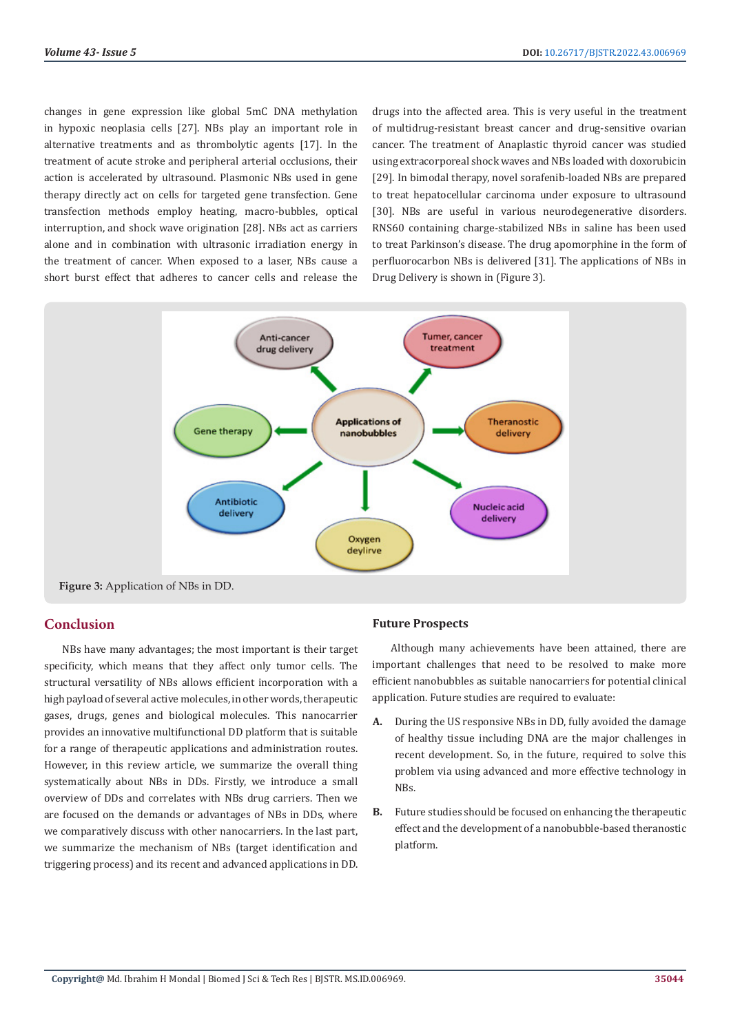changes in gene expression like global 5mC DNA methylation in hypoxic neoplasia cells [27]. NBs play an important role in alternative treatments and as thrombolytic agents [17]. In the treatment of acute stroke and peripheral arterial occlusions, their action is accelerated by ultrasound. Plasmonic NBs used in gene therapy directly act on cells for targeted gene transfection. Gene transfection methods employ heating, macro-bubbles, optical interruption, and shock wave origination [28]. NBs act as carriers alone and in combination with ultrasonic irradiation energy in the treatment of cancer. When exposed to a laser, NBs cause a short burst effect that adheres to cancer cells and release the drugs into the affected area. This is very useful in the treatment of multidrug-resistant breast cancer and drug-sensitive ovarian cancer. The treatment of Anaplastic thyroid cancer was studied using extracorporeal shock waves and NBs loaded with doxorubicin [29]. In bimodal therapy, novel sorafenib-loaded NBs are prepared to treat hepatocellular carcinoma under exposure to ultrasound [30]. NBs are useful in various neurodegenerative disorders. RNS60 containing charge-stabilized NBs in saline has been used to treat Parkinson's disease. The drug apomorphine in the form of perfluorocarbon NBs is delivered [31]. The applications of NBs in Drug Delivery is shown in (Figure 3).

**Figure 3:** Application of NBs in DD.

## Conclusion

NBs have many advantages; the most important is their target specificity, which means that they affect only tumor cells. The structural versatility of NBs allows efficient incorporation with a high payload of several active molecules, in other words, therapeutic gases, drugs, genes and biological molecules. This nanocarrier provides an innovative multifunctional DD platform that is suitable for a range of therapeutic applications and administration routes. However, in this review article, we summarize the overall thing systematically about NBs in DDs. Firstly, we introduce a small overview of DDs and correlates with NBs drug carriers. Then we are focused on the demands or advantages of NBs in DDs, where we comparatively discuss with other nanocarriers. In the last part, we summarize the mechanism of NBs (target identification and triggering process) and its recent and advanced applications in DD.

### Future Prospects

Although many achievements have been attained, there are important challenges that need to be resolved to make more efficient nanobubbles as suitable nanocarriers for potential clinical application. Future studies are required to evaluate:

**A.** During the US responsive NBs in DD, fully avoided the damage of healthy tissue including DNA are the major challenges in recent development. So, in the future, required to solve this problem via using advanced and more effective technology in NBs.

**B.** Future studies should be focused on enhancing the therapeutic effect and the development of a nanobubble-based theranostic platform.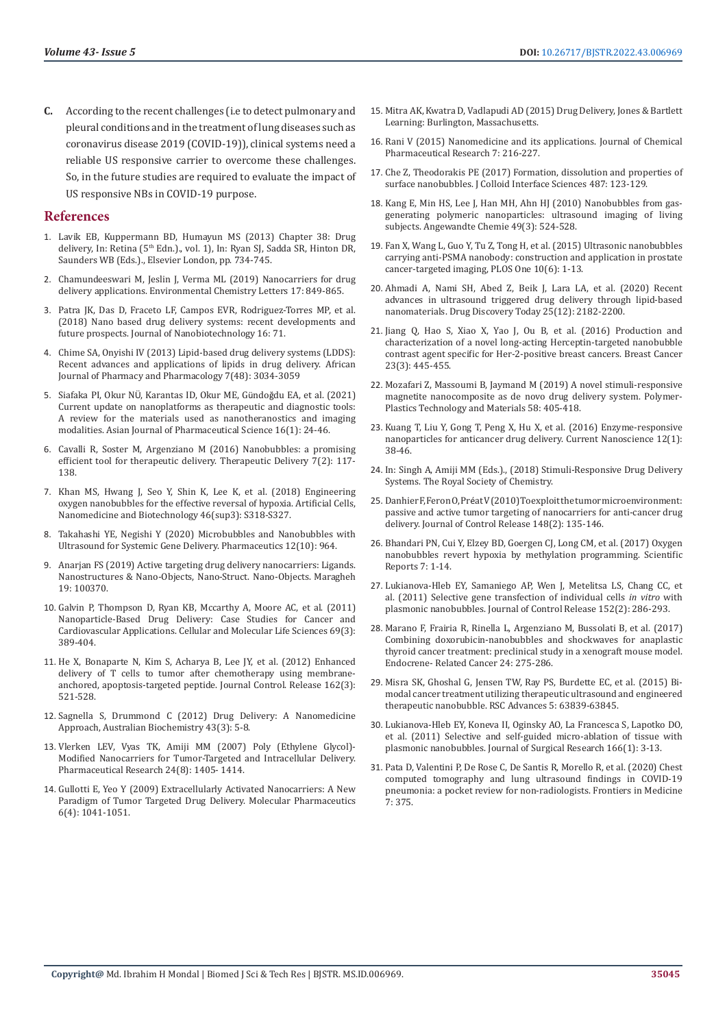**C.** According to the recent challenges (i.e to detect pulmonary and pleural conditions and in the treatment of lung diseases such as coronavirus disease 2019 (COVID-19)), clinical systems need a reliable US responsive carrier to overcome these challenges. So, in the future studies are required to evaluate the impact of US responsive NBs in COVID-19 purpose.

## References

1. Lavik EB, Kuppermann BD, Humayun MS (2013) Chapter 38: Drug delivery, In: Retina (5th Edn.)., vol. 1), In: Ryan SJ, Sadda SR, Hinton DR, Saunders WB (Eds.)., Elsevier London, pp. 734-745.
2. Chamundeeswari M, Jeslin J, Verma ML (2019) Nanocarriers for drug delivery applications. Environmental Chemistry Letters 17: 849-865.
3. Patra JK, Das D, Fraceto LF, Campos EVR, Rodriguez-Torres MP, et al. (2018) Nano based drug delivery systems: recent developments and future prospects. Journal of Nanobiotechnology 16: 71.
4. Chime SA, Onyishi IV (2013) Lipid-based drug delivery systems (LDDS): Recent advances and applications of lipids in drug delivery. African Journal of Pharmacy and Pharmacology 7(48): 3034-3059
5. Siafaka PI, Okur NÜ, Karantas ID, Okur ME, Gündoğdu EA, et al. (2021) Current update on nanoplatforms as therapeutic and diagnostic tools: A review for the materials used as nanotheranostics and imaging modalities. Asian Journal of Pharmaceutical Science 16(1): 24-46.
6. Cavalli R, Soster M, Argenziano M (2016) Nanobubbles: a promising efficient tool for therapeutic delivery. Therapeutic Delivery 7(2): 117-138.
7. Khan MS, Hwang J, Seo Y, Shin K, Lee K, et al. (2018) Engineering oxygen nanobubbles for the effective reversal of hypoxia. Artificial Cells, Nanomedicine and Biotechnology 46(sup3): S318-S327.
8. Takahashi YE, Negishi Y (2020) Microbubbles and Nanobubbles with Ultrasound for Systemic Gene Delivery. Pharmaceutics 12(10): 964.
9. Anarjan FS (2019) Active targeting drug delivery nanocarriers: Ligands. Nanostructures & Nano-Objects, Nano-Struct. Nano-Objects. Maragheh 19: 100370.
10. Galvin P, Thompson D, Ryan KB, Mccarthy A, Moore AC, et al. (2011) Nanoparticle-Based Drug Delivery: Case Studies for Cancer and Cardiovascular Applications. Cellular and Molecular Life Sciences 69(3): 389-404.
11. He X, Bonaparte N, Kim S, Acharya B, Lee JY, et al. (2012) Enhanced delivery of T cells to tumor after chemotherapy using membrane-anchored, apoptosis-targeted peptide. Journal Control. Release 162(3): 521-528.
12. Sagnella S, Drummond C (2012) Drug Delivery: A Nanomedicine Approach, Australian Biochemistry 43(3): 5-8.
13. Vlerken LEV, Vyas TK, Amiji MM (2007) Poly (Ethylene Glycol)-Modified Nanocarriers for Tumor-Targeted and Intracellular Delivery. Pharmaceutical Research 24(8): 1405- 1414.
14. Gullotti E, Yeo Y (2009) Extracellularly Activated Nanocarriers: A New Paradigm of Tumor Targeted Drug Delivery. Molecular Pharmaceutics 6(4): 1041-1051.
15. Mitra AK, Kwatra D, Vadlapudi AD (2015) Drug Delivery, Jones & Bartlett Learning: Burlington, Massachusetts.
16. Rani V (2015) Nanomedicine and its applications. Journal of Chemical Pharmaceutical Research 7: 216-227.
17. Che Z, Theodorakis PE (2017) Formation, dissolution and properties of surface nanobubbles. J Colloid Interface Sciences 487: 123-129.
18. Kang E, Min HS, Lee J, Han MH, Ahn HJ (2010) Nanobubbles from gas-generating polymeric nanoparticles: ultrasound imaging of living subjects. Angewandte Chemie 49(3): 524-528.
19. Fan X, Wang L, Guo Y, Tu Z, Tong H, et al. (2015) Ultrasonic nanobubbles carrying anti-PSMA nanobody: construction and application in prostate cancer-targeted imaging, PLOS One 10(6): 1-13.
20. Ahmadi A, Nami SH, Abed Z, Beik J, Lara LA, et al. (2020) Recent advances in ultrasound triggered drug delivery through lipid-based nanomaterials. Drug Discovery Today 25(12): 2182-2200.
21. Jiang Q, Hao S, Xiao X, Yao J, Ou B, et al. (2016) Production and characterization of a novel long-acting Herceptin-targeted nanobubble contrast agent specific for Her-2-positive breast cancers. Breast Cancer 23(3): 445-455.
22. Mozafari Z, Massoumi B, Jaymand M (2019) A novel stimuli-responsive magnetite nanocomposite as de novo drug delivery system. Polymer-Plastics Technology and Materials 58: 405-418.
23. Kuang T, Liu Y, Gong T, Peng X, Hu X, et al. (2016) Enzyme-responsive nanoparticles for anticancer drug delivery. Current Nanoscience 12(1): 38-46.
24. In: Singh A, Amiji MM (Eds.), (2018) Stimuli-Responsive Drug Delivery Systems. The Royal Society of Chemistry.
25. Danhier F, Feron O, Préat V (2010) To exploit the tumor microenvironment: passive and active tumor targeting of nanocarriers for anti-cancer drug delivery. Journal of Control Release 148(2): 135-146.
26. Bhandari PN, Cui Y, Elzey BD, Goergen CJ, Long CM, et al. (2017) Oxygen nanobubbles revert hypoxia by methylation programming. Scientific Reports 7: 1-14.
27. Lukianova-Hleb EY, Samaniego AP, Wen J, Metelitsa LS, Chang CC, et al. (2011) Selective gene transfection of individual cells *in vitro* with plasmonic nanobubbles. Journal of Control Release 152(2): 286-293.
28. Marano F, Frairia R, Rinella L, Argenziano M, Bussolati B, et al. (2017) Combining doxorubicin-nanobubbles and shockwaves for anaplastic thyroid cancer treatment: preclinical study in a xenograft mouse model. Endocrene- Related Cancer 24: 275-286.
29. Misra SK, Ghoshal G, Jensen TW, Ray PS, Burdette EC, et al. (2015) Bi-modal cancer treatment utilizing therapeutic ultrasound and engineered therapeutic nanobubble. RSC Advances 5: 63839-63845.
30. Lukianova-Hleb EY, Koneva II, Oginsky AO, La Francesca S, Lapotko DO, et al. (2011) Selective and self-guided micro-ablation of tissue with plasmonic nanobubbles. Journal of Surgical Research 166(1): 3-13.
31. Pata D, Valentini P, De Rose C, De Santis R, Morello R, et al. (2020) Chest computed tomography and lung ultrasound findings in COVID-19 pneumonia: a pocket review for non-radiologists. Frontiers in Medicine 7: 375.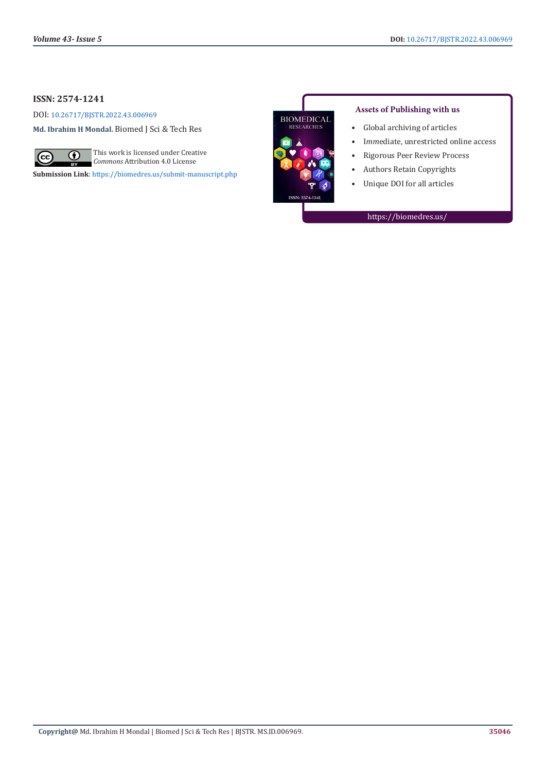**ISSN: 2574-1241**

DOI: 10.26717/BJSTR.2022.43.006969

**Md. Ibrahim H Mondal.** Biomed J Sci & Tech Res

This work is licensed under Creative *Commons* Attribution 4.0 License

**Submission Link**: https://biomedres.us/submit-manuscript.php

### Assets of Publishing with us

- Global archiving of articles
- Immediate, unrestricted online access
- Rigorous Peer Review Process
- Authors Retain Copyrights
- Unique DOI for all articles

https://biomedres.us/